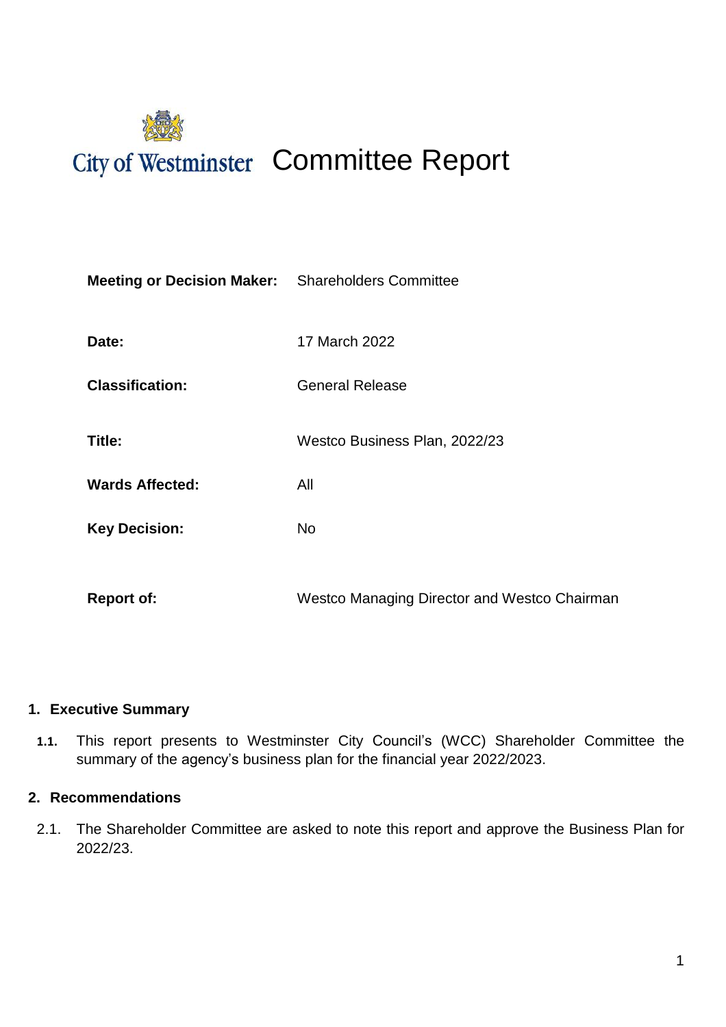# City of Westminster Committee Report

| | |
|---|---|
| **Meeting or Decision Maker:** | Shareholders Committee |
| **Date:** | 17 March 2022 |
| **Classification:** | General Release |
| **Title:** | Westco Business Plan, 2022/23 |
| **Wards Affected:** | All |
| **Key Decision:** | No |
| **Report of:** | Westco Managing Director and Westco Chairman |

## 1. Executive Summary

**1.1.** This report presents to Westminster City Council's (WCC) Shareholder Committee the summary of the agency's business plan for the financial year 2022/2023.

## 2. Recommendations

2.1. The Shareholder Committee are asked to note this report and approve the Business Plan for 2022/23.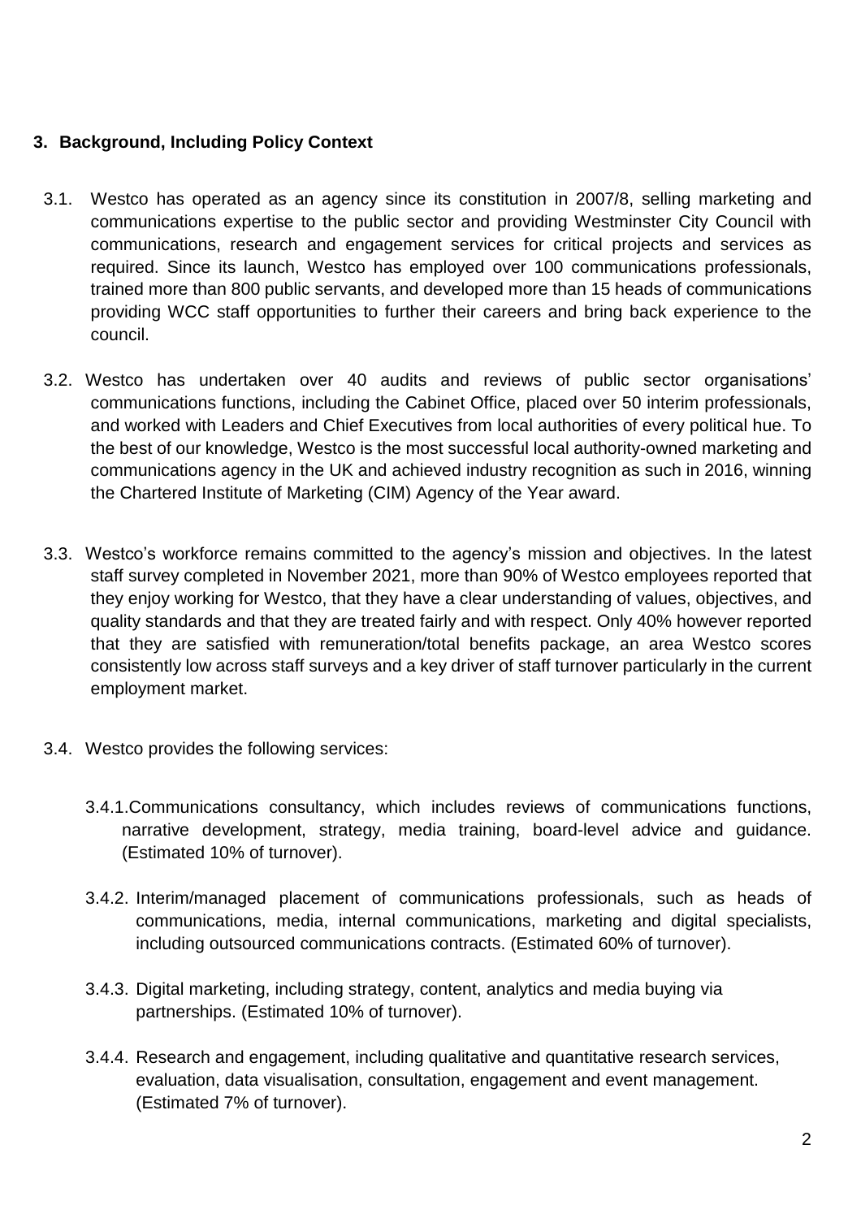## 3. Background, Including Policy Context

3.1. Westco has operated as an agency since its constitution in 2007/8, selling marketing and communications expertise to the public sector and providing Westminster City Council with communications, research and engagement services for critical projects and services as required. Since its launch, Westco has employed over 100 communications professionals, trained more than 800 public servants, and developed more than 15 heads of communications providing WCC staff opportunities to further their careers and bring back experience to the council.

3.2. Westco has undertaken over 40 audits and reviews of public sector organisations' communications functions, including the Cabinet Office, placed over 50 interim professionals, and worked with Leaders and Chief Executives from local authorities of every political hue. To the best of our knowledge, Westco is the most successful local authority-owned marketing and communications agency in the UK and achieved industry recognition as such in 2016, winning the Chartered Institute of Marketing (CIM) Agency of the Year award.

3.3. Westco's workforce remains committed to the agency's mission and objectives. In the latest staff survey completed in November 2021, more than 90% of Westco employees reported that they enjoy working for Westco, that they have a clear understanding of values, objectives, and quality standards and that they are treated fairly and with respect. Only 40% however reported that they are satisfied with remuneration/total benefits package, an area Westco scores consistently low across staff surveys and a key driver of staff turnover particularly in the current employment market.

3.4. Westco provides the following services:

3.4.1. Communications consultancy, which includes reviews of communications functions, narrative development, strategy, media training, board-level advice and guidance. (Estimated 10% of turnover).

3.4.2. Interim/managed placement of communications professionals, such as heads of communications, media, internal communications, marketing and digital specialists, including outsourced communications contracts. (Estimated 60% of turnover).

3.4.3. Digital marketing, including strategy, content, analytics and media buying via partnerships. (Estimated 10% of turnover).

3.4.4. Research and engagement, including qualitative and quantitative research services, evaluation, data visualisation, consultation, engagement and event management. (Estimated 7% of turnover).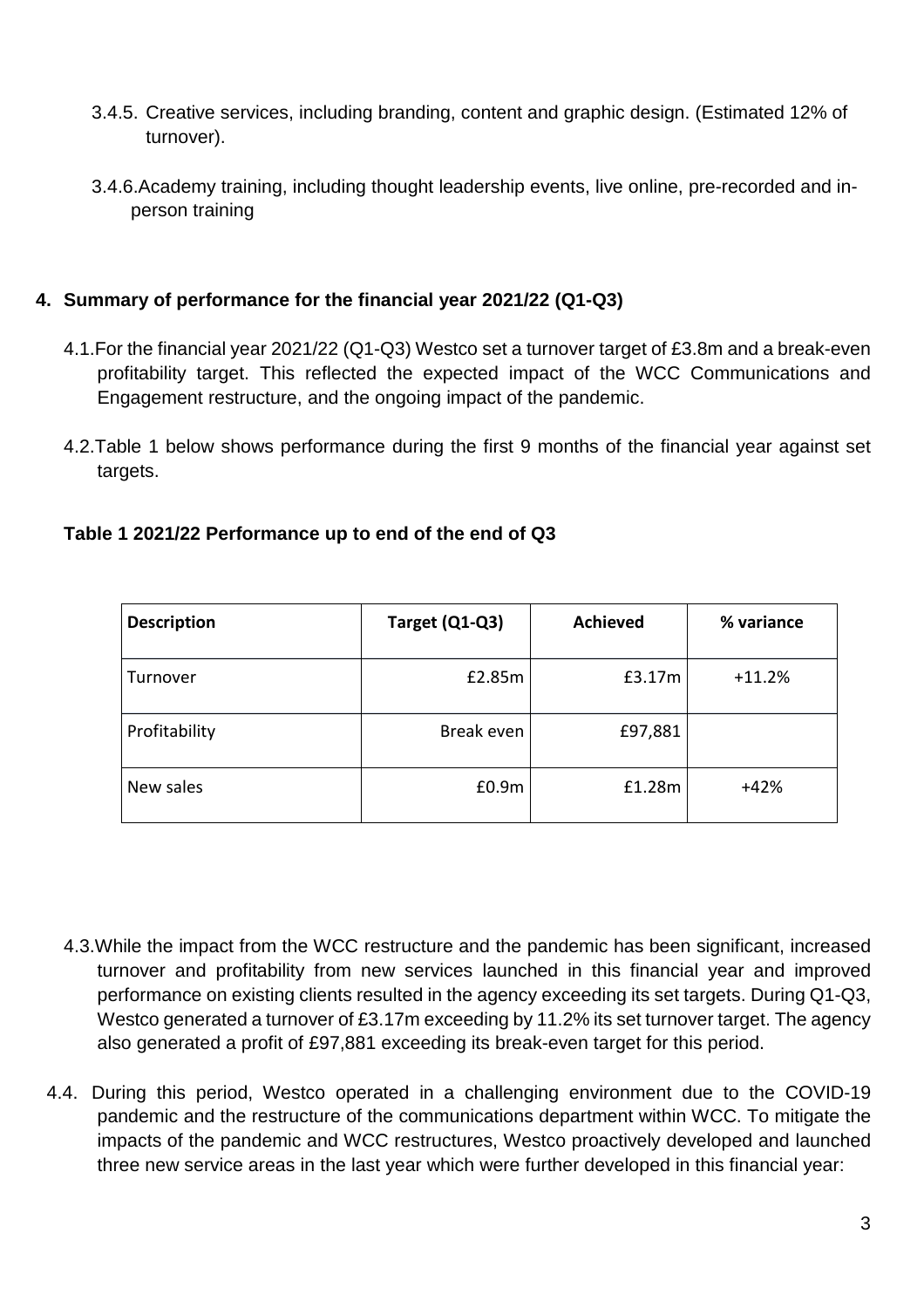3.4.5. Creative services, including branding, content and graphic design. (Estimated 12% of turnover).

3.4.6. Academy training, including thought leadership events, live online, pre-recorded and in-person training

## 4. Summary of performance for the financial year 2021/22 (Q1-Q3)

4.1. For the financial year 2021/22 (Q1-Q3) Westco set a turnover target of £3.8m and a break-even profitability target. This reflected the expected impact of the WCC Communications and Engagement restructure, and the ongoing impact of the pandemic.

4.2. Table 1 below shows performance during the first 9 months of the financial year against set targets.

**Table 1 2021/22 Performance up to end of the end of Q3**

| Description | Target (Q1-Q3) | Achieved | % variance |
|---|---|---|---|
| Turnover | £2.85m | £3.17m | +11.2% |
| Profitability | Break even | £97,881 | |
| New sales | £0.9m | £1.28m | +42% |

4.3. While the impact from the WCC restructure and the pandemic has been significant, increased turnover and profitability from new services launched in this financial year and improved performance on existing clients resulted in the agency exceeding its set targets. During Q1-Q3, Westco generated a turnover of £3.17m exceeding by 11.2% its set turnover target. The agency also generated a profit of £97,881 exceeding its break-even target for this period.

4.4. During this period, Westco operated in a challenging environment due to the COVID-19 pandemic and the restructure of the communications department within WCC. To mitigate the impacts of the pandemic and WCC restructures, Westco proactively developed and launched three new service areas in the last year which were further developed in this financial year: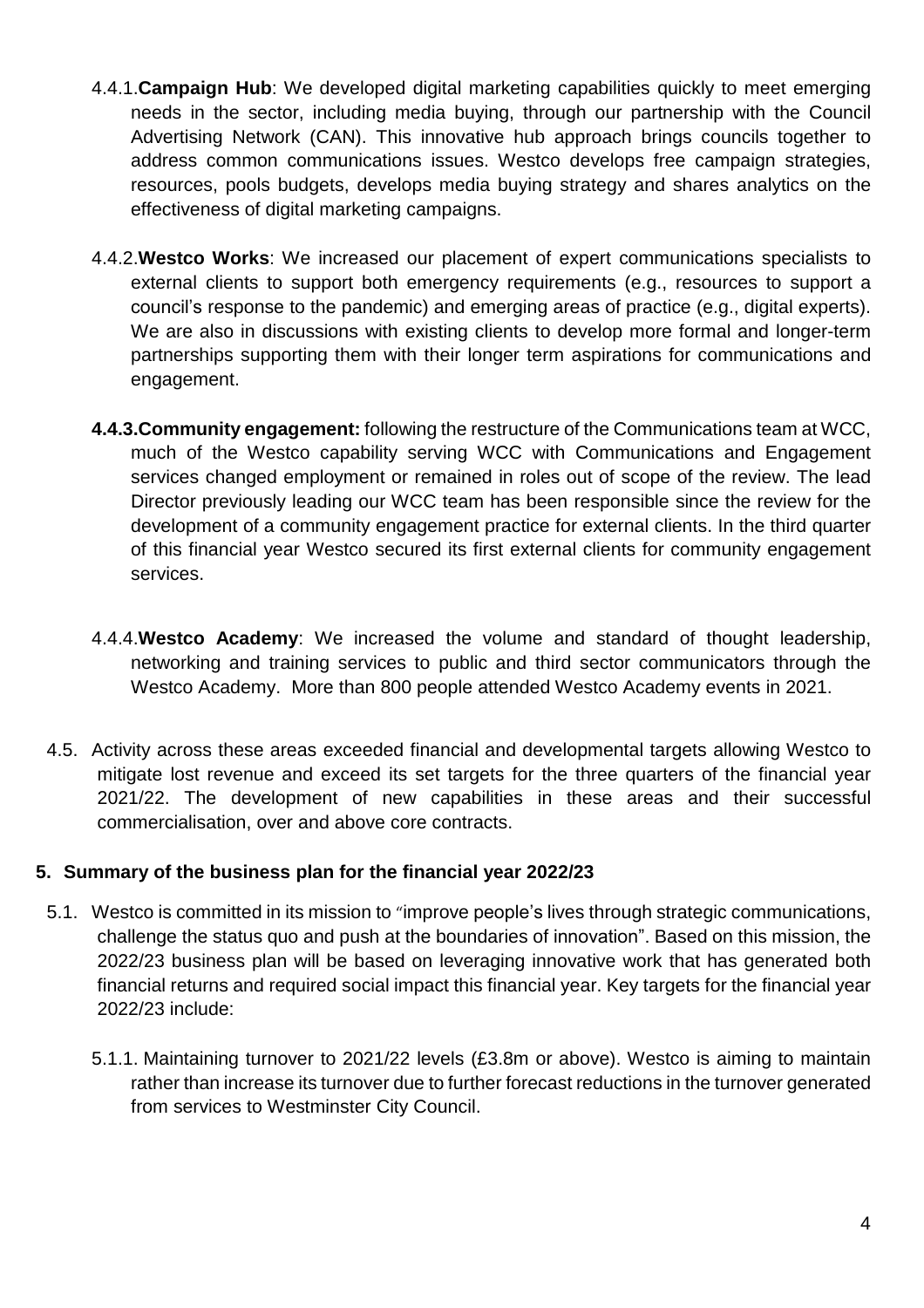4.4.1. **Campaign Hub**: We developed digital marketing capabilities quickly to meet emerging needs in the sector, including media buying, through our partnership with the Council Advertising Network (CAN). This innovative hub approach brings councils together to address common communications issues. Westco develops free campaign strategies, resources, pools budgets, develops media buying strategy and shares analytics on the effectiveness of digital marketing campaigns.

4.4.2. **Westco Works**: We increased our placement of expert communications specialists to external clients to support both emergency requirements (e.g., resources to support a council's response to the pandemic) and emerging areas of practice (e.g., digital experts). We are also in discussions with existing clients to develop more formal and longer-term partnerships supporting them with their longer term aspirations for communications and engagement.

**4.4.3. Community engagement:** following the restructure of the Communications team at WCC, much of the Westco capability serving WCC with Communications and Engagement services changed employment or remained in roles out of scope of the review. The lead Director previously leading our WCC team has been responsible since the review for the development of a community engagement practice for external clients. In the third quarter of this financial year Westco secured its first external clients for community engagement services.

4.4.4. **Westco Academy**: We increased the volume and standard of thought leadership, networking and training services to public and third sector communicators through the Westco Academy. More than 800 people attended Westco Academy events in 2021.

4.5. Activity across these areas exceeded financial and developmental targets allowing Westco to mitigate lost revenue and exceed its set targets for the three quarters of the financial year 2021/22. The development of new capabilities in these areas and their successful commercialisation, over and above core contracts.

## 5. Summary of the business plan for the financial year 2022/23

5.1. Westco is committed in its mission to "improve people's lives through strategic communications, challenge the status quo and push at the boundaries of innovation". Based on this mission, the 2022/23 business plan will be based on leveraging innovative work that has generated both financial returns and required social impact this financial year. Key targets for the financial year 2022/23 include:

5.1.1. Maintaining turnover to 2021/22 levels (£3.8m or above). Westco is aiming to maintain rather than increase its turnover due to further forecast reductions in the turnover generated from services to Westminster City Council.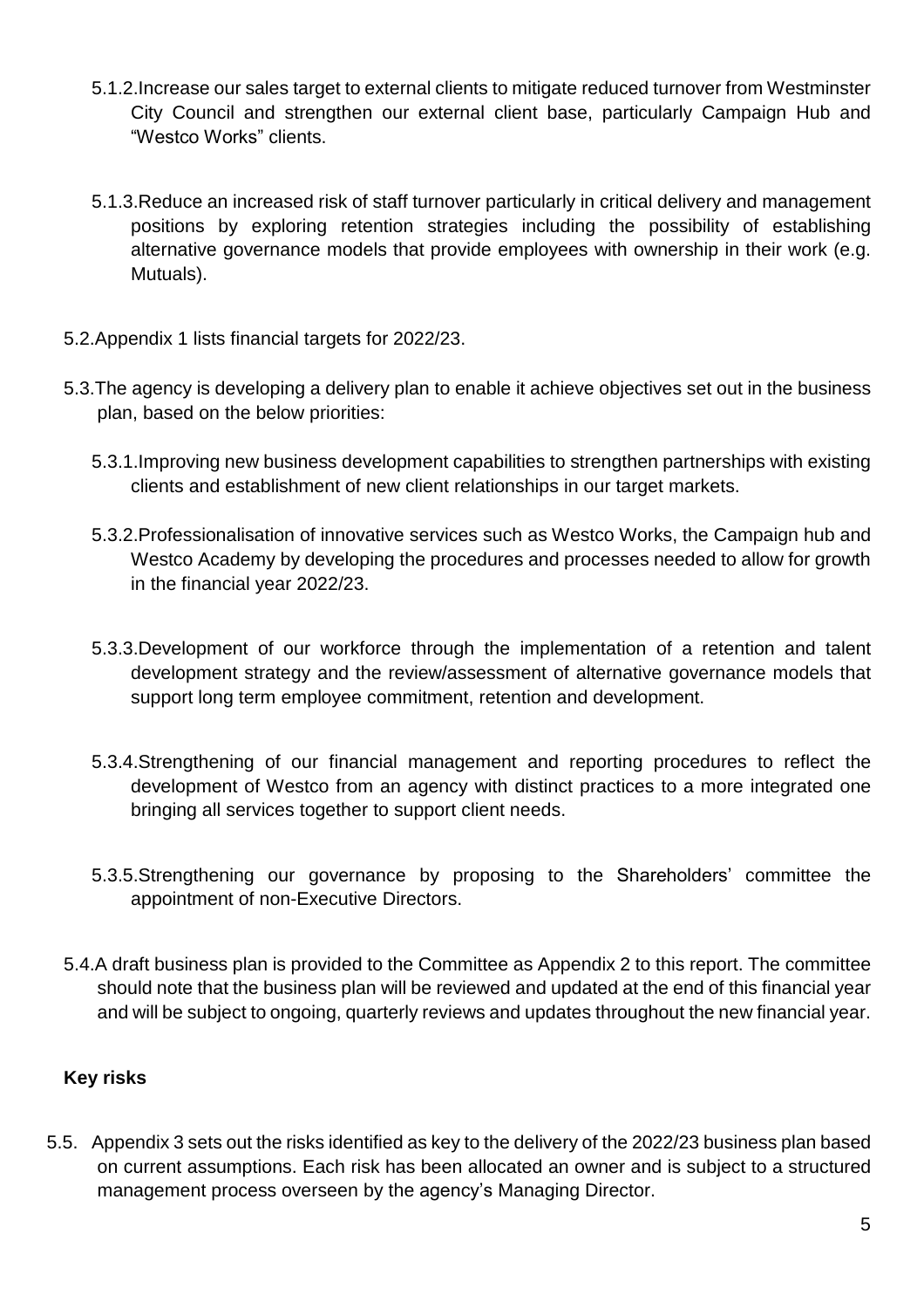5.1.2. Increase our sales target to external clients to mitigate reduced turnover from Westminster City Council and strengthen our external client base, particularly Campaign Hub and "Westco Works" clients.

5.1.3. Reduce an increased risk of staff turnover particularly in critical delivery and management positions by exploring retention strategies including the possibility of establishing alternative governance models that provide employees with ownership in their work (e.g. Mutuals).

5.2. Appendix 1 lists financial targets for 2022/23.

5.3. The agency is developing a delivery plan to enable it achieve objectives set out in the business plan, based on the below priorities:

5.3.1. Improving new business development capabilities to strengthen partnerships with existing clients and establishment of new client relationships in our target markets.

5.3.2. Professionalisation of innovative services such as Westco Works, the Campaign hub and Westco Academy by developing the procedures and processes needed to allow for growth in the financial year 2022/23.

5.3.3. Development of our workforce through the implementation of a retention and talent development strategy and the review/assessment of alternative governance models that support long term employee commitment, retention and development.

5.3.4. Strengthening of our financial management and reporting procedures to reflect the development of Westco from an agency with distinct practices to a more integrated one bringing all services together to support client needs.

5.3.5. Strengthening our governance by proposing to the Shareholders' committee the appointment of non-Executive Directors.

5.4. A draft business plan is provided to the Committee as Appendix 2 to this report. The committee should note that the business plan will be reviewed and updated at the end of this financial year and will be subject to ongoing, quarterly reviews and updates throughout the new financial year.

**Key risks**

5.5. Appendix 3 sets out the risks identified as key to the delivery of the 2022/23 business plan based on current assumptions. Each risk has been allocated an owner and is subject to a structured management process overseen by the agency's Managing Director.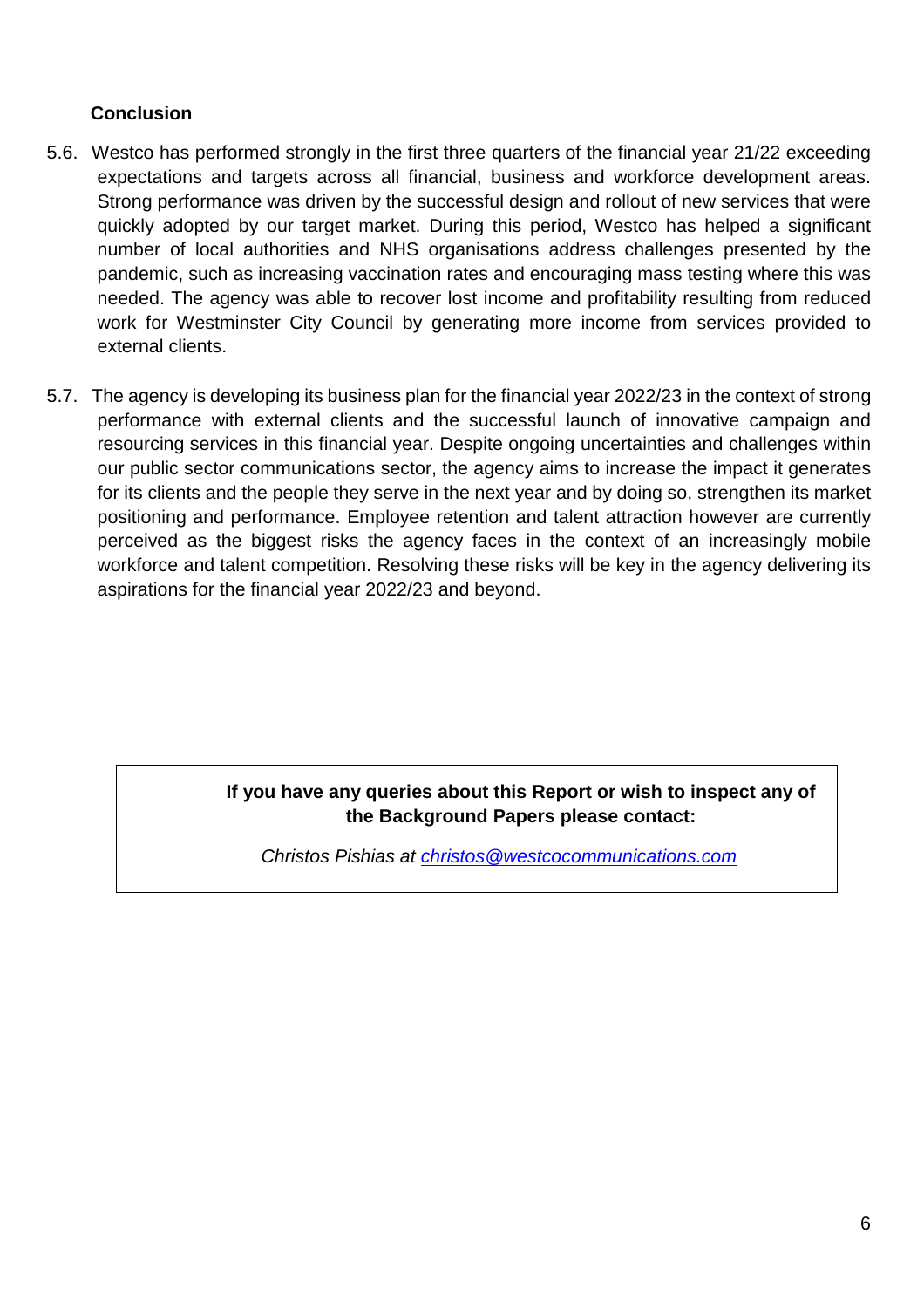**Conclusion**

5.6. Westco has performed strongly in the first three quarters of the financial year 21/22 exceeding expectations and targets across all financial, business and workforce development areas. Strong performance was driven by the successful design and rollout of new services that were quickly adopted by our target market. During this period, Westco has helped a significant number of local authorities and NHS organisations address challenges presented by the pandemic, such as increasing vaccination rates and encouraging mass testing where this was needed. The agency was able to recover lost income and profitability resulting from reduced work for Westminster City Council by generating more income from services provided to external clients.

5.7. The agency is developing its business plan for the financial year 2022/23 in the context of strong performance with external clients and the successful launch of innovative campaign and resourcing services in this financial year. Despite ongoing uncertainties and challenges within our public sector communications sector, the agency aims to increase the impact it generates for its clients and the people they serve in the next year and by doing so, strengthen its market positioning and performance. Employee retention and talent attraction however are currently perceived as the biggest risks the agency faces in the context of an increasingly mobile workforce and talent competition. Resolving these risks will be key in the agency delivering its aspirations for the financial year 2022/23 and beyond.

**If you have any queries about this Report or wish to inspect any of the Background Papers please contact:**

*Christos Pishias at [christos@westcocommunications.com](mailto:christos@westcocommunications.com)*